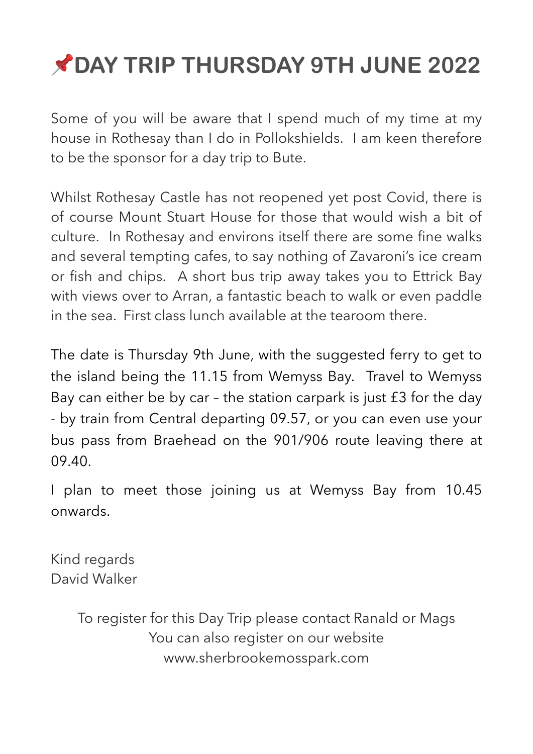# 📌DAY TRIP THURSDAY 9TH JUNE 2022

Some of you will be aware that I spend much of my time at my house in Rothesay than I do in Pollokshields. I am keen therefore to be the sponsor for a day trip to Bute.

Whilst Rothesay Castle has not reopened yet post Covid, there is of course Mount Stuart House for those that would wish a bit of culture. In Rothesay and environs itself there are some fine walks and several tempting cafes, to say nothing of Zavaroni's ice cream or fish and chips. A short bus trip away takes you to Ettrick Bay with views over to Arran, a fantastic beach to walk or even paddle in the sea. First class lunch available at the tearoom there.

The date is Thursday 9th June, with the suggested ferry to get to the island being the 11.15 from Wemyss Bay. Travel to Wemyss Bay can either be by car – the station carpark is just £3 for the day - by train from Central departing 09.57, or you can even use your bus pass from Braehead on the 901/906 route leaving there at 09.40.

I plan to meet those joining us at Wemyss Bay from 10.45 onwards.

Kind regards
David Walker

To register for this Day Trip please contact Ranald or Mags
You can also register on our website
www.sherbrookemosspark.com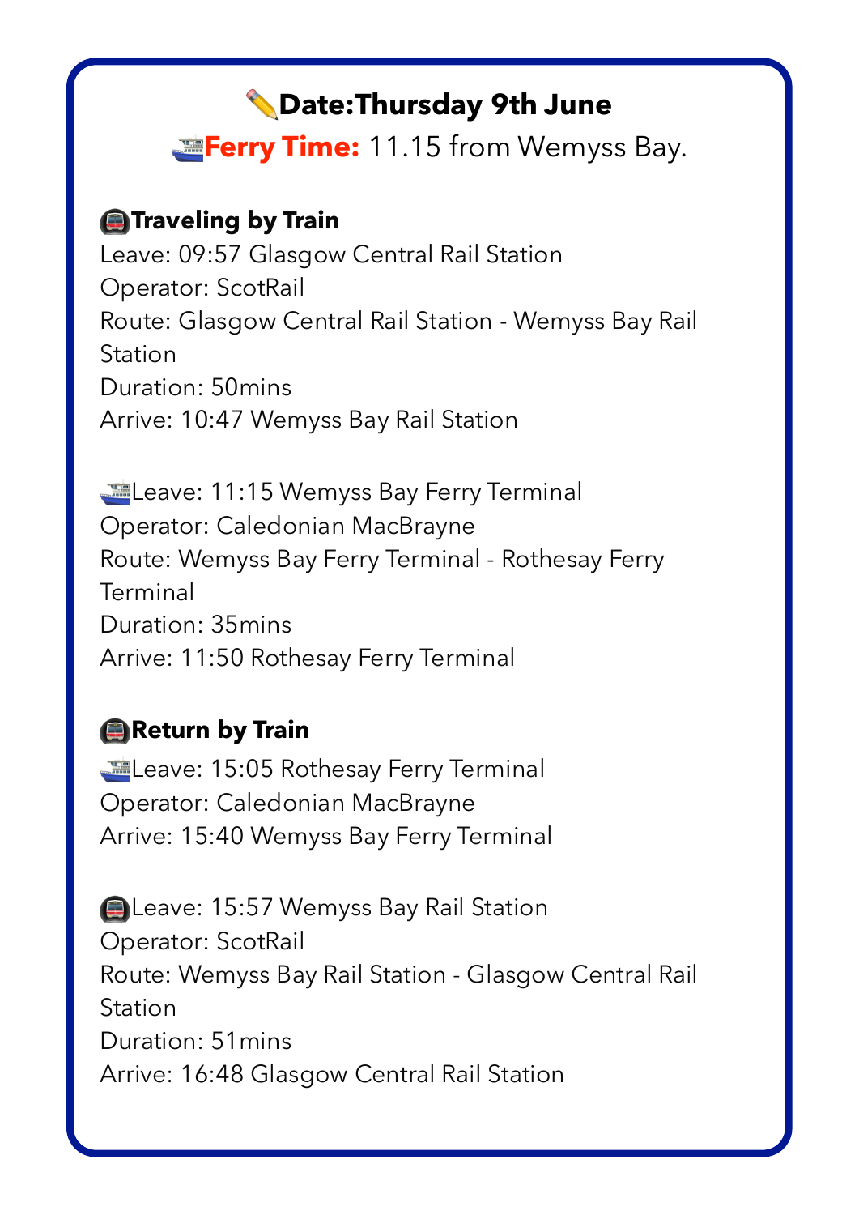✏️**Date:Thursday 9th June**

🚢**Ferry Time:** 11.15 from Wemyss Bay.

🚇**Traveling by Train**

Leave: 09:57 Glasgow Central Rail Station
Operator: ScotRail
Route: Glasgow Central Rail Station - Wemyss Bay Rail Station
Duration: 50mins
Arrive: 10:47 Wemyss Bay Rail Station

🚢Leave: 11:15 Wemyss Bay Ferry Terminal
Operator: Caledonian MacBrayne
Route: Wemyss Bay Ferry Terminal - Rothesay Ferry Terminal
Duration: 35mins
Arrive: 11:50 Rothesay Ferry Terminal

🚇**Return by Train**

🚢Leave: 15:05 Rothesay Ferry Terminal
Operator: Caledonian MacBrayne
Arrive: 15:40 Wemyss Bay Ferry Terminal

🚇Leave: 15:57 Wemyss Bay Rail Station
Operator: ScotRail
Route: Wemyss Bay Rail Station - Glasgow Central Rail Station
Duration: 51mins
Arrive: 16:48 Glasgow Central Rail Station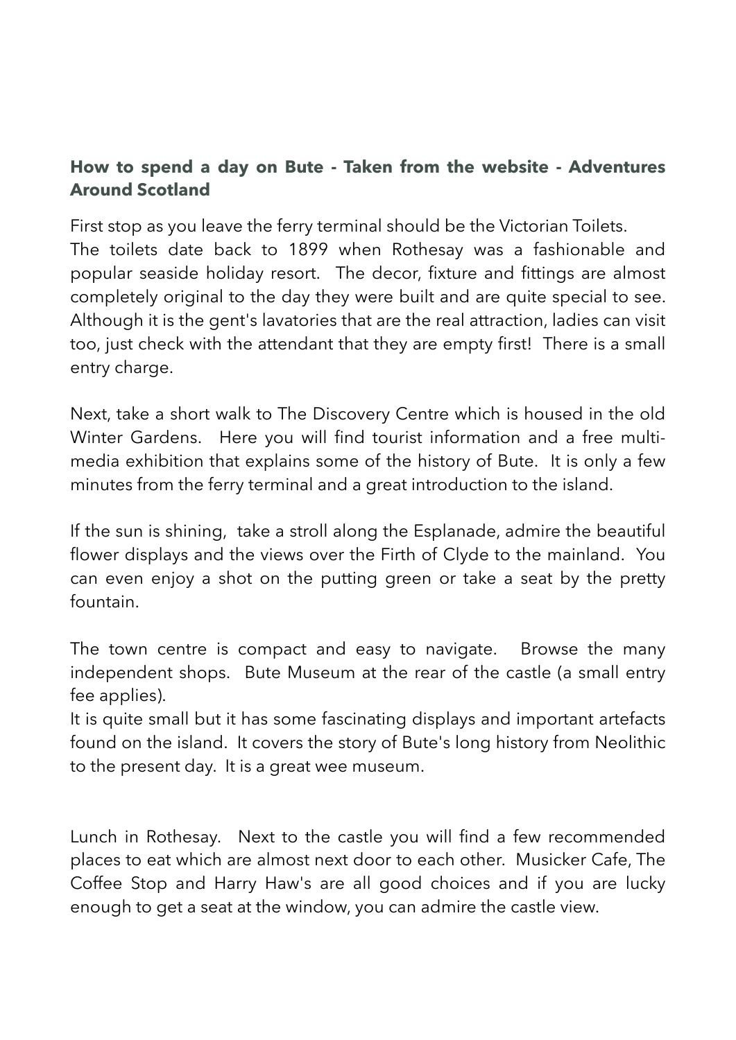**How to spend a day on Bute - Taken from the website - Adventures Around Scotland**

First stop as you leave the ferry terminal should be the Victorian Toilets.
The toilets date back to 1899 when Rothesay was a fashionable and popular seaside holiday resort. The decor, fixture and fittings are almost completely original to the day they were built and are quite special to see. Although it is the gent's lavatories that are the real attraction, ladies can visit too, just check with the attendant that they are empty first! There is a small entry charge.

Next, take a short walk to The Discovery Centre which is housed in the old Winter Gardens. Here you will find tourist information and a free multi-media exhibition that explains some of the history of Bute. It is only a few minutes from the ferry terminal and a great introduction to the island.

If the sun is shining, take a stroll along the Esplanade, admire the beautiful flower displays and the views over the Firth of Clyde to the mainland. You can even enjoy a shot on the putting green or take a seat by the pretty fountain.

The town centre is compact and easy to navigate. Browse the many independent shops. Bute Museum at the rear of the castle (a small entry fee applies).
It is quite small but it has some fascinating displays and important artefacts found on the island. It covers the story of Bute's long history from Neolithic to the present day. It is a great wee museum.

Lunch in Rothesay. Next to the castle you will find a few recommended places to eat which are almost next door to each other. Musicker Cafe, The Coffee Stop and Harry Haw's are all good choices and if you are lucky enough to get a seat at the window, you can admire the castle view.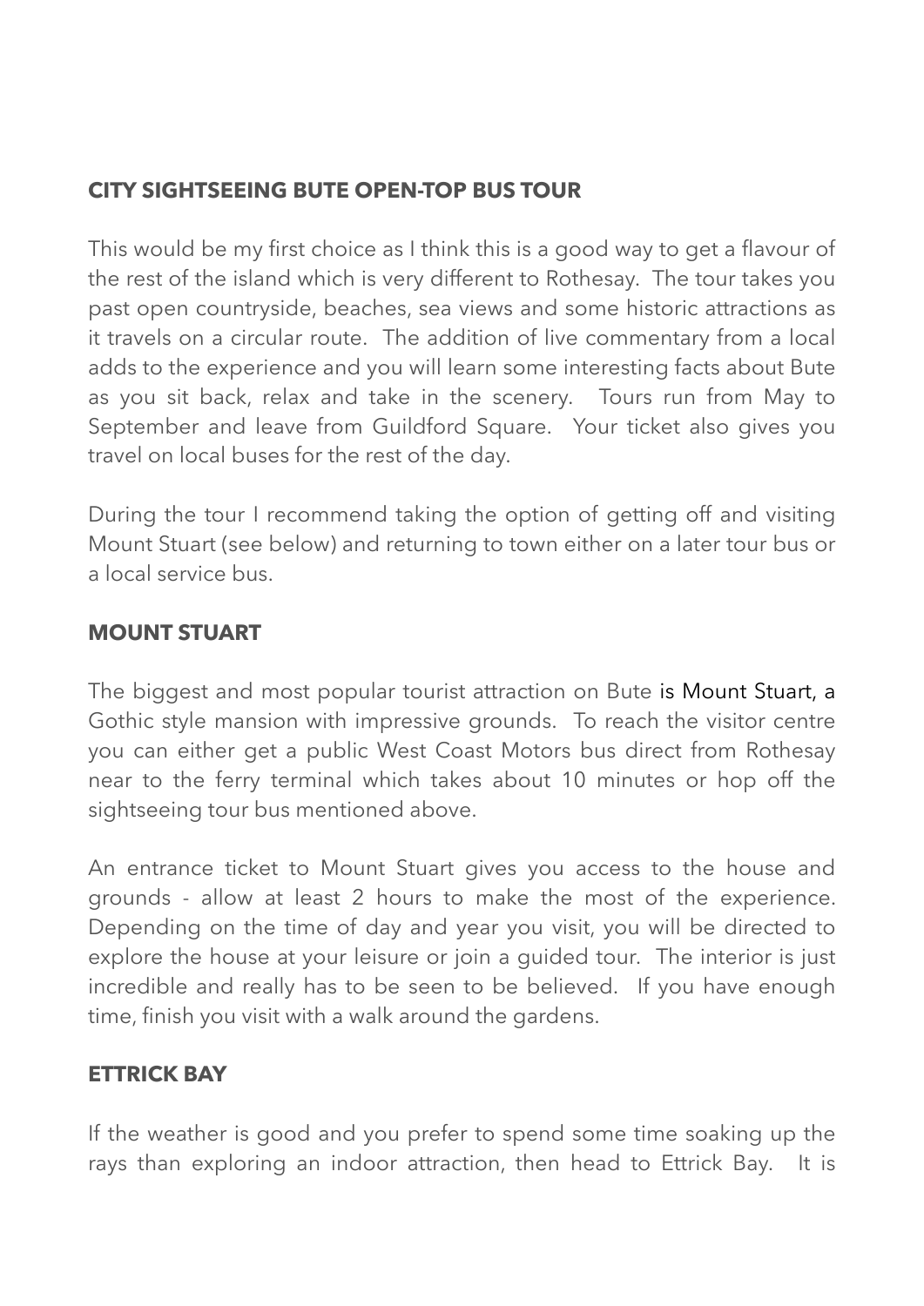## CITY SIGHTSEEING BUTE OPEN-TOP BUS TOUR

This would be my first choice as I think this is a good way to get a flavour of the rest of the island which is very different to Rothesay. The tour takes you past open countryside, beaches, sea views and some historic attractions as it travels on a circular route. The addition of live commentary from a local adds to the experience and you will learn some interesting facts about Bute as you sit back, relax and take in the scenery. Tours run from May to September and leave from Guildford Square. Your ticket also gives you travel on local buses for the rest of the day.

During the tour I recommend taking the option of getting off and visiting Mount Stuart (see below) and returning to town either on a later tour bus or a local service bus.

## MOUNT STUART

The biggest and most popular tourist attraction on Bute is Mount Stuart, a Gothic style mansion with impressive grounds. To reach the visitor centre you can either get a public West Coast Motors bus direct from Rothesay near to the ferry terminal which takes about 10 minutes or hop off the sightseeing tour bus mentioned above.

An entrance ticket to Mount Stuart gives you access to the house and grounds - allow at least 2 hours to make the most of the experience. Depending on the time of day and year you visit, you will be directed to explore the house at your leisure or join a guided tour. The interior is just incredible and really has to be seen to be believed. If you have enough time, finish you visit with a walk around the gardens.

## ETTRICK BAY

If the weather is good and you prefer to spend some time soaking up the rays than exploring an indoor attraction, then head to Ettrick Bay. It is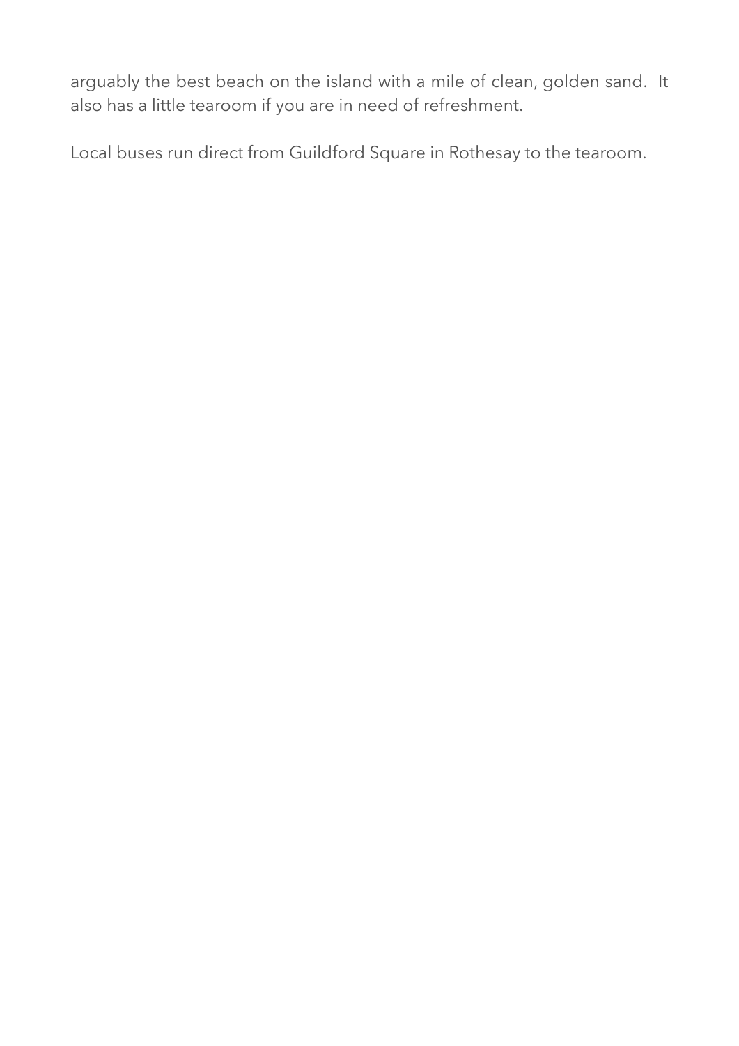arguably the best beach on the island with a mile of clean, golden sand. It also has a little tearoom if you are in need of refreshment.

Local buses run direct from Guildford Square in Rothesay to the tearoom.